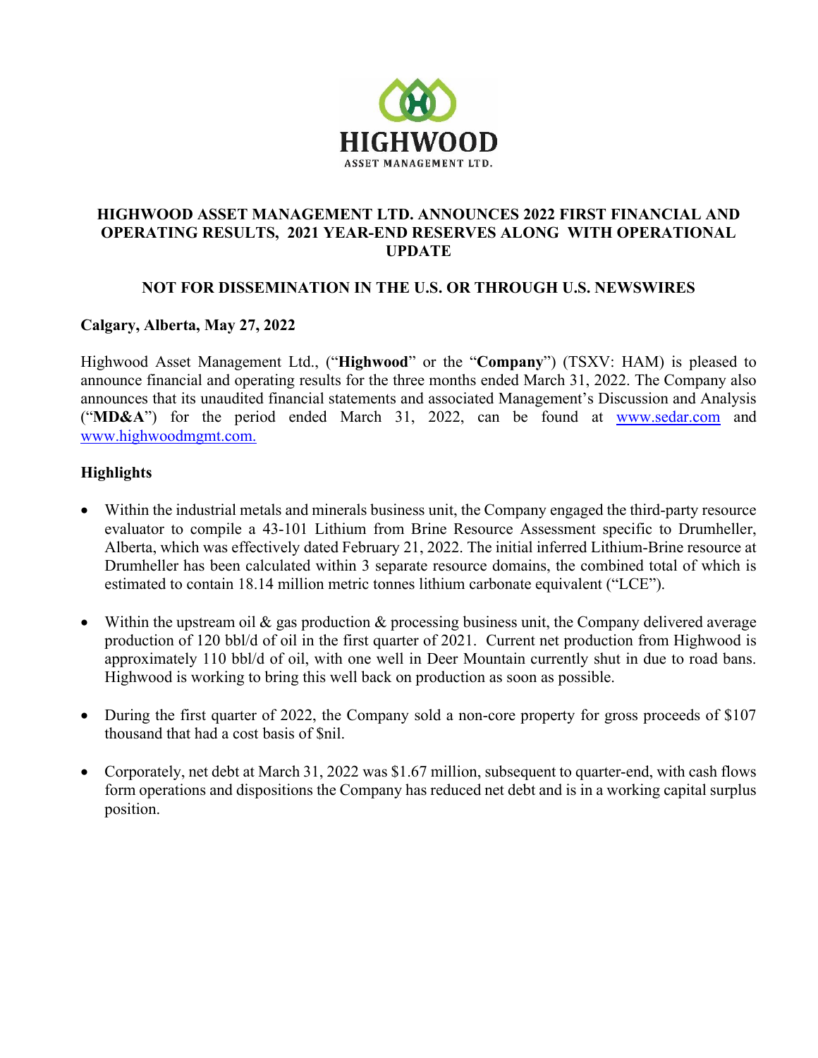# HIGHWOOD ASSET MANAGEMENT LTD. ANNOUNCES 2022 FIRST FINANCIAL AND OPERATING RESULTS, 2021 YEAR-END RESERVES ALONG WITH OPERATIONAL UPDATE

**NOT FOR DISSEMINATION IN THE U.S. OR THROUGH U.S. NEWSWIRES**

**Calgary, Alberta, May 27, 2022**

Highwood Asset Management Ltd., ("**Highwood**" or the "**Company**") (TSXV: HAM) is pleased to announce financial and operating results for the three months ended March 31, 2022. The Company also announces that its unaudited financial statements and associated Management's Discussion and Analysis ("**MD&A**") for the period ended March 31, 2022, can be found at [www.sedar.com](http://www.sedar.com) and [www.highwoodmgmt.com.](http://www.highwoodmgmt.com)

## Highlights

- Within the industrial metals and minerals business unit, the Company engaged the third-party resource evaluator to compile a 43-101 Lithium from Brine Resource Assessment specific to Drumheller, Alberta, which was effectively dated February 21, 2022. The initial inferred Lithium-Brine resource at Drumheller has been calculated within 3 separate resource domains, the combined total of which is estimated to contain 18.14 million metric tonnes lithium carbonate equivalent ("LCE").
- Within the upstream oil & gas production & processing business unit, the Company delivered average production of 120 bbl/d of oil in the first quarter of 2021. Current net production from Highwood is approximately 110 bbl/d of oil, with one well in Deer Mountain currently shut in due to road bans. Highwood is working to bring this well back on production as soon as possible.
- During the first quarter of 2022, the Company sold a non-core property for gross proceeds of $107 thousand that had a cost basis of $nil.
- Corporately, net debt at March 31, 2022 was $1.67 million, subsequent to quarter-end, with cash flows form operations and dispositions the Company has reduced net debt and is in a working capital surplus position.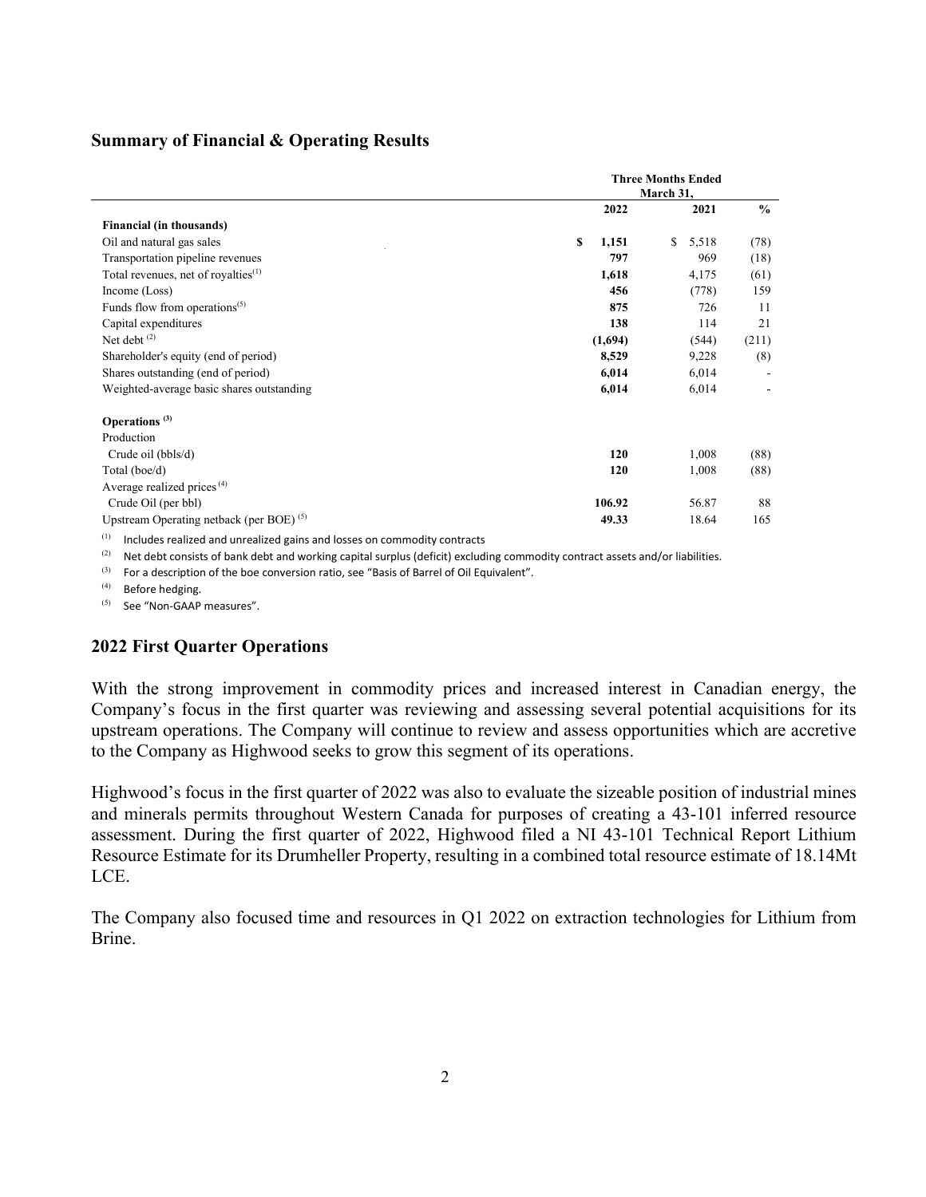## Summary of Financial & Operating Results

| | Three Months Ended March 31, | | |
|---|---|---|---|
| | 2022 | 2021 | % |
| **Financial (in thousands)** | | | |
| Oil and natural gas sales | **$ 1,151** | $ 5,518 | (78) |
| Transportation pipeline revenues | **797** | 969 | (18) |
| Total revenues, net of royalties[(1)] | **1,618** | 4,175 | (61) |
| Income (Loss) | **456** | (778) | 159 |
| Funds flow from operations[(5)] | **875** | 726 | 11 |
| Capital expenditures | **138** | 114 | 21 |
| Net debt [(2)] | **(1,694)** | (544) | (211) |
| Shareholder's equity (end of period) | **8,529** | 9,228 | (8) |
| Shares outstanding (end of period) | **6,014** | 6,014 | - |
| Weighted-average basic shares outstanding | **6,014** | 6,014 | - |
| **Operations [(3)]** | | | |
| Production | | | |
| Crude oil (bbls/d) | **120** | 1,008 | (88) |
| Total (boe/d) | **120** | 1,008 | (88) |
| Average realized prices [(4)] | | | |
| Crude Oil (per bbl) | **106.92** | 56.87 | 88 |
| Upstream Operating netback (per BOE) [(5)] | **49.33** | 18.64 | 165 |

(1) Includes realized and unrealized gains and losses on commodity contracts

(2) Net debt consists of bank debt and working capital surplus (deficit) excluding commodity contract assets and/or liabilities.

(3) For a description of the boe conversion ratio, see "Basis of Barrel of Oil Equivalent".

(4) Before hedging.

(5) See "Non-GAAP measures".

## 2022 First Quarter Operations

With the strong improvement in commodity prices and increased interest in Canadian energy, the Company's focus in the first quarter was reviewing and assessing several potential acquisitions for its upstream operations. The Company will continue to review and assess opportunities which are accretive to the Company as Highwood seeks to grow this segment of its operations.

Highwood's focus in the first quarter of 2022 was also to evaluate the sizeable position of industrial mines and minerals permits throughout Western Canada for purposes of creating a 43-101 inferred resource assessment. During the first quarter of 2022, Highwood filed a NI 43-101 Technical Report Lithium Resource Estimate for its Drumheller Property, resulting in a combined total resource estimate of 18.14Mt LCE.

The Company also focused time and resources in Q1 2022 on extraction technologies for Lithium from Brine.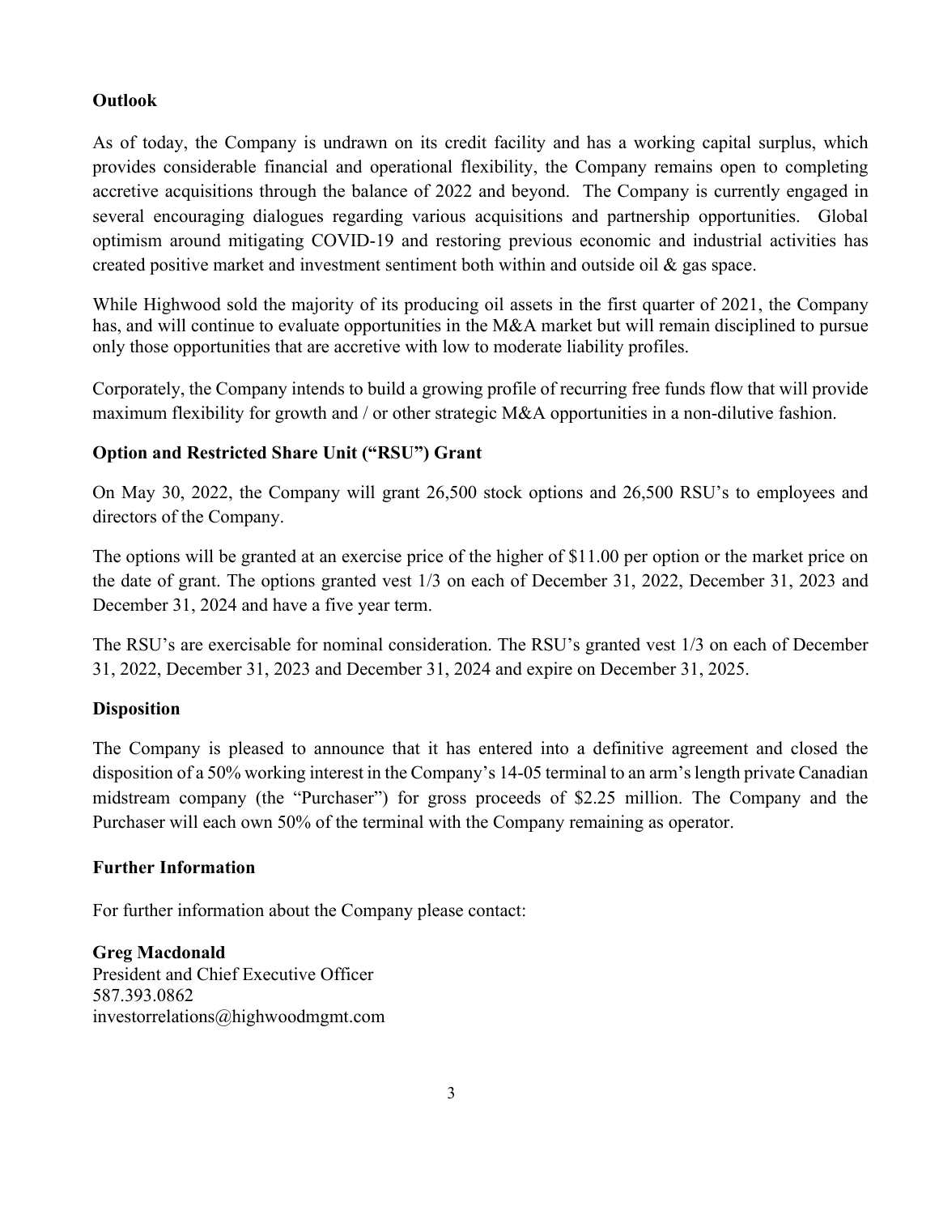## Outlook

As of today, the Company is undrawn on its credit facility and has a working capital surplus, which provides considerable financial and operational flexibility, the Company remains open to completing accretive acquisitions through the balance of 2022 and beyond. The Company is currently engaged in several encouraging dialogues regarding various acquisitions and partnership opportunities. Global optimism around mitigating COVID-19 and restoring previous economic and industrial activities has created positive market and investment sentiment both within and outside oil & gas space.

While Highwood sold the majority of its producing oil assets in the first quarter of 2021, the Company has, and will continue to evaluate opportunities in the M&A market but will remain disciplined to pursue only those opportunities that are accretive with low to moderate liability profiles.

Corporately, the Company intends to build a growing profile of recurring free funds flow that will provide maximum flexibility for growth and / or other strategic M&A opportunities in a non-dilutive fashion.

## Option and Restricted Share Unit ("RSU") Grant

On May 30, 2022, the Company will grant 26,500 stock options and 26,500 RSU's to employees and directors of the Company.

The options will be granted at an exercise price of the higher of $11.00 per option or the market price on the date of grant. The options granted vest 1/3 on each of December 31, 2022, December 31, 2023 and December 31, 2024 and have a five year term.

The RSU's are exercisable for nominal consideration. The RSU's granted vest 1/3 on each of December 31, 2022, December 31, 2023 and December 31, 2024 and expire on December 31, 2025.

## Disposition

The Company is pleased to announce that it has entered into a definitive agreement and closed the disposition of a 50% working interest in the Company's 14-05 terminal to an arm's length private Canadian midstream company (the "Purchaser") for gross proceeds of $2.25 million. The Company and the Purchaser will each own 50% of the terminal with the Company remaining as operator.

## Further Information

For further information about the Company please contact:

**Greg Macdonald**
President and Chief Executive Officer
587.393.0862
investorrelations@highwoodmgmt.com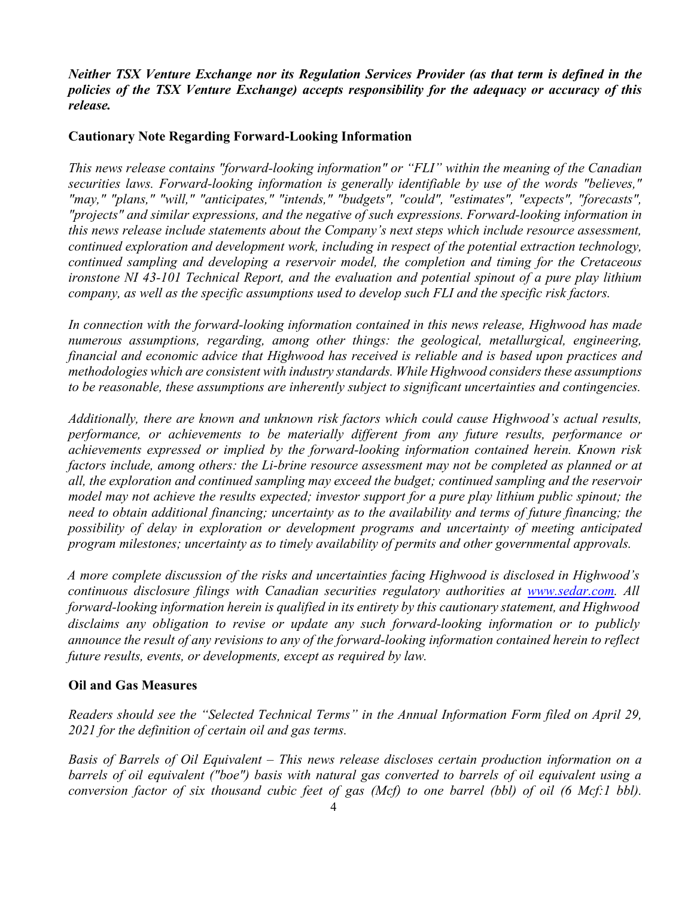***Neither TSX Venture Exchange nor its Regulation Services Provider (as that term is defined in the policies of the TSX Venture Exchange) accepts responsibility for the adequacy or accuracy of this release.***

## Cautionary Note Regarding Forward-Looking Information

*This news release contains "forward-looking information" or "FLI" within the meaning of the Canadian securities laws. Forward-looking information is generally identifiable by use of the words "believes," "may," "plans," "will," "anticipates," "intends," "budgets", "could", "estimates", "expects", "forecasts", "projects" and similar expressions, and the negative of such expressions. Forward-looking information in this news release include statements about the Company's next steps which include resource assessment, continued exploration and development work, including in respect of the potential extraction technology, continued sampling and developing a reservoir model, the completion and timing for the Cretaceous ironstone NI 43-101 Technical Report, and the evaluation and potential spinout of a pure play lithium company, as well as the specific assumptions used to develop such FLI and the specific risk factors.*

*In connection with the forward-looking information contained in this news release, Highwood has made numerous assumptions, regarding, among other things: the geological, metallurgical, engineering, financial and economic advice that Highwood has received is reliable and is based upon practices and methodologies which are consistent with industry standards. While Highwood considers these assumptions to be reasonable, these assumptions are inherently subject to significant uncertainties and contingencies.*

*Additionally, there are known and unknown risk factors which could cause Highwood's actual results, performance, or achievements to be materially different from any future results, performance or achievements expressed or implied by the forward-looking information contained herein. Known risk factors include, among others: the Li-brine resource assessment may not be completed as planned or at all, the exploration and continued sampling may exceed the budget; continued sampling and the reservoir model may not achieve the results expected; investor support for a pure play lithium public spinout; the need to obtain additional financing; uncertainty as to the availability and terms of future financing; the possibility of delay in exploration or development programs and uncertainty of meeting anticipated program milestones; uncertainty as to timely availability of permits and other governmental approvals.*

*A more complete discussion of the risks and uncertainties facing Highwood is disclosed in Highwood's continuous disclosure filings with Canadian securities regulatory authorities at [www.sedar.com](http://www.sedar.com). All forward-looking information herein is qualified in its entirety by this cautionary statement, and Highwood disclaims any obligation to revise or update any such forward-looking information or to publicly announce the result of any revisions to any of the forward-looking information contained herein to reflect future results, events, or developments, except as required by law.*

## Oil and Gas Measures

*Readers should see the "Selected Technical Terms" in the Annual Information Form filed on April 29, 2021 for the definition of certain oil and gas terms.*

*Basis of Barrels of Oil Equivalent – This news release discloses certain production information on a barrels of oil equivalent ("boe") basis with natural gas converted to barrels of oil equivalent using a conversion factor of six thousand cubic feet of gas (Mcf) to one barrel (bbl) of oil (6 Mcf:1 bbl).*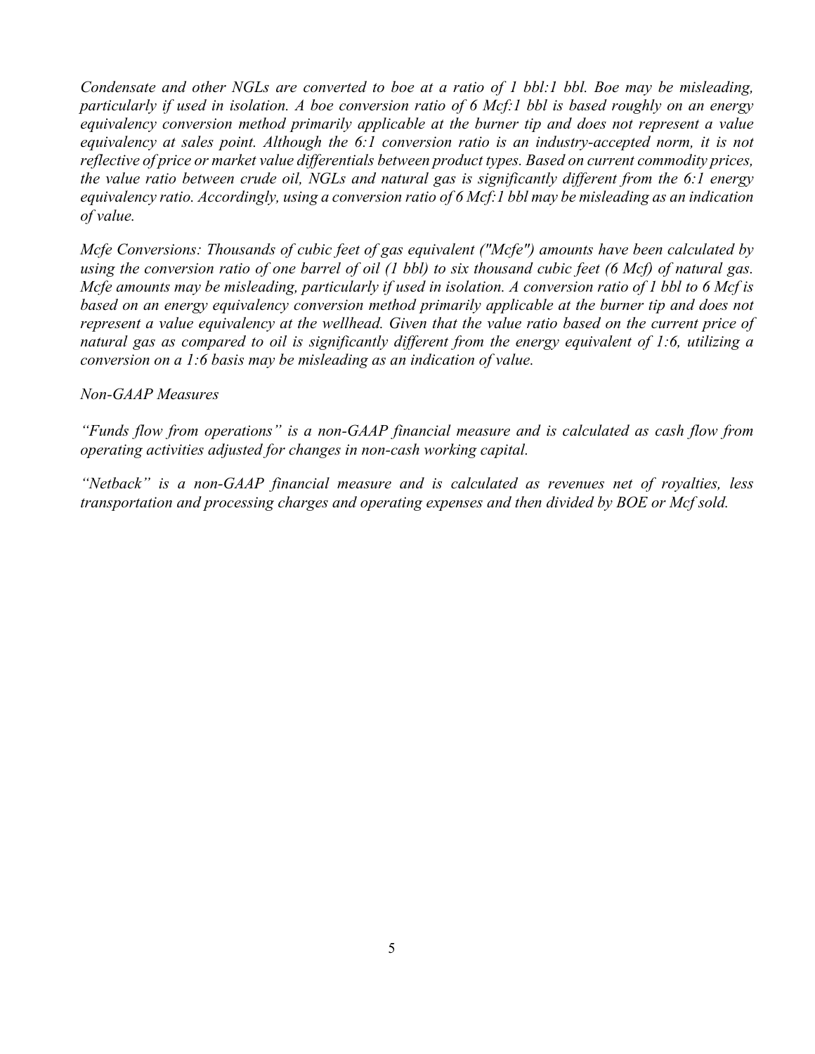*Condensate and other NGLs are converted to boe at a ratio of 1 bbl:1 bbl. Boe may be misleading, particularly if used in isolation. A boe conversion ratio of 6 Mcf:1 bbl is based roughly on an energy equivalency conversion method primarily applicable at the burner tip and does not represent a value equivalency at sales point. Although the 6:1 conversion ratio is an industry-accepted norm, it is not reflective of price or market value differentials between product types. Based on current commodity prices, the value ratio between crude oil, NGLs and natural gas is significantly different from the 6:1 energy equivalency ratio. Accordingly, using a conversion ratio of 6 Mcf:1 bbl may be misleading as an indication of value.*

*Mcfe Conversions: Thousands of cubic feet of gas equivalent ("Mcfe") amounts have been calculated by using the conversion ratio of one barrel of oil (1 bbl) to six thousand cubic feet (6 Mcf) of natural gas. Mcfe amounts may be misleading, particularly if used in isolation. A conversion ratio of 1 bbl to 6 Mcf is based on an energy equivalency conversion method primarily applicable at the burner tip and does not represent a value equivalency at the wellhead. Given that the value ratio based on the current price of natural gas as compared to oil is significantly different from the energy equivalent of 1:6, utilizing a conversion on a 1:6 basis may be misleading as an indication of value.*

*Non-GAAP Measures*

*"Funds flow from operations" is a non-GAAP financial measure and is calculated as cash flow from operating activities adjusted for changes in non-cash working capital.*

*"Netback" is a non-GAAP financial measure and is calculated as revenues net of royalties, less transportation and processing charges and operating expenses and then divided by BOE or Mcf sold.*